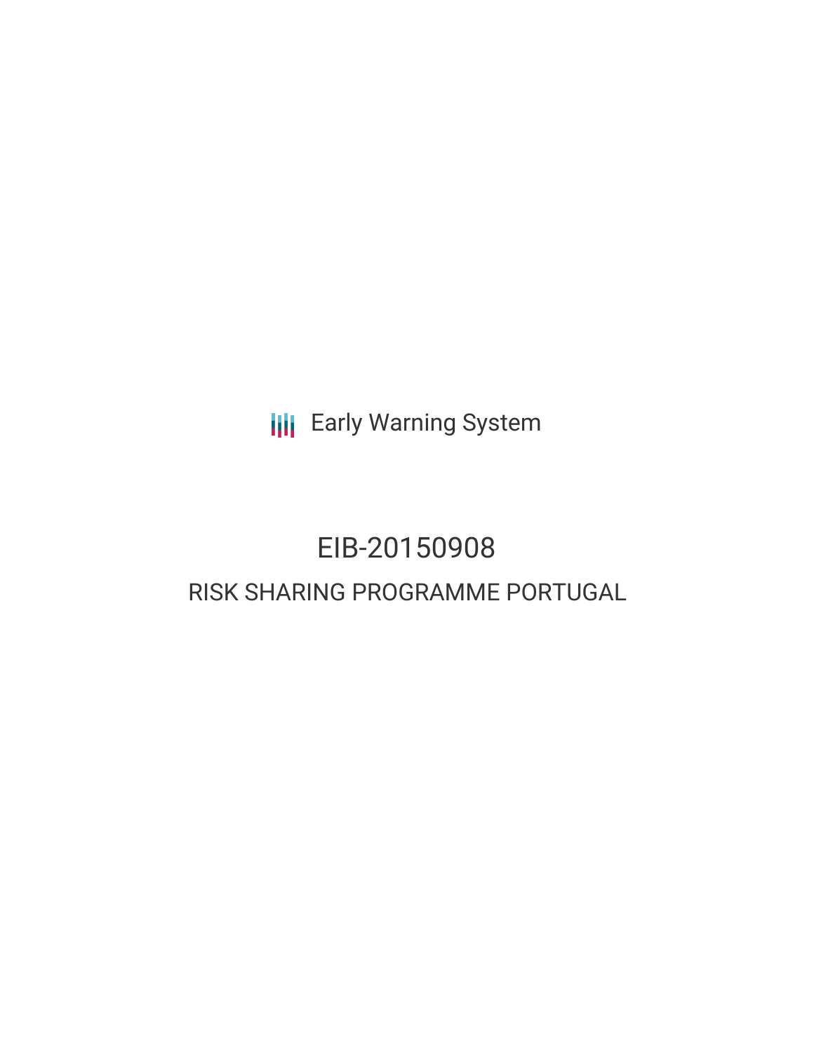Early Warning System

# EIB-20150908

## RISK SHARING PROGRAMME PORTUGAL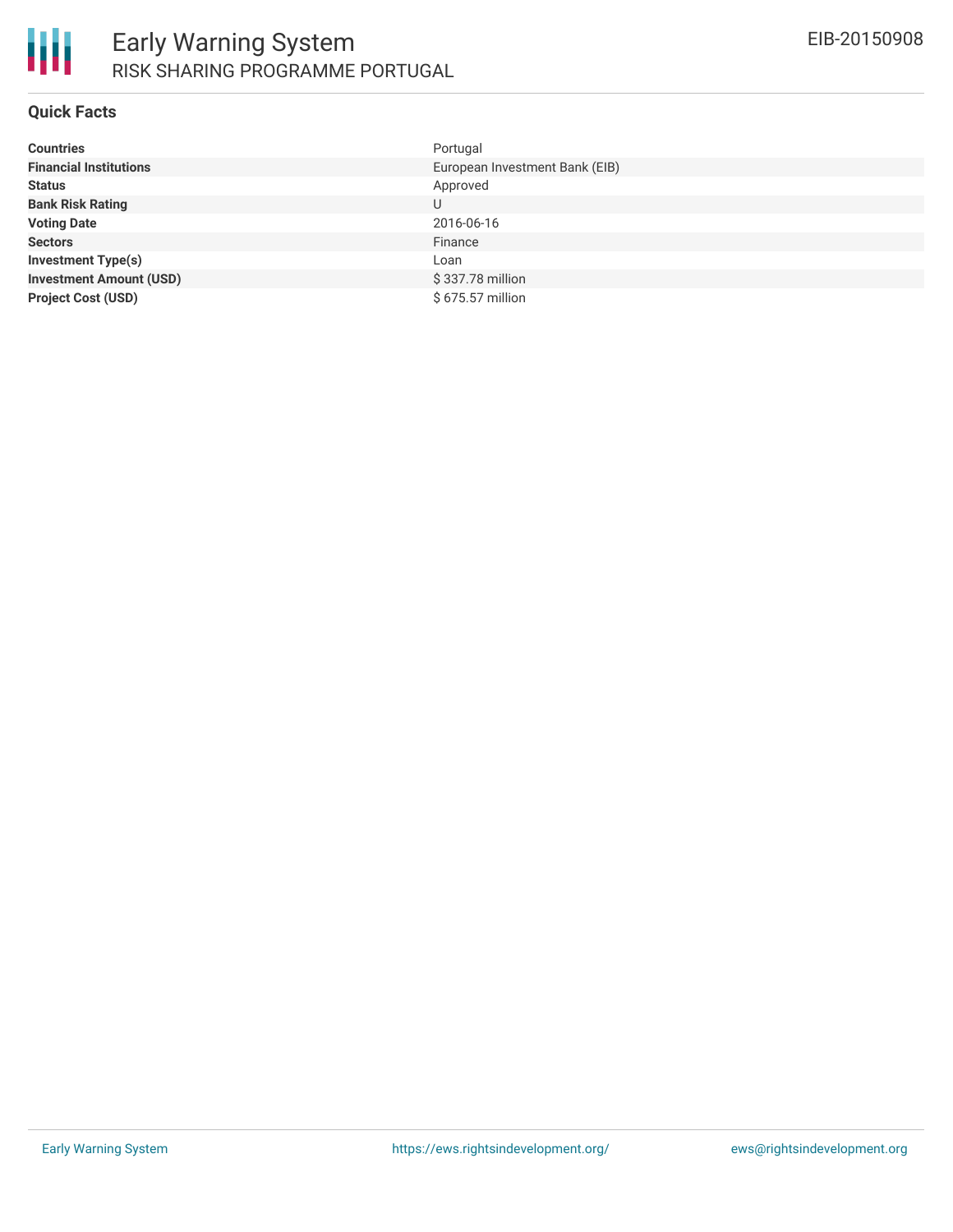# Early Warning System

## RISK SHARING PROGRAMME PORTUGAL

EIB-20150908

### Quick Facts

| | |
|---|---|
| **Countries** | Portugal |
| **Financial Institutions** | European Investment Bank (EIB) |
| **Status** | Approved |
| **Bank Risk Rating** | U |
| **Voting Date** | 2016-06-16 |
| **Sectors** | Finance |
| **Investment Type(s)** | Loan |
| **Investment Amount (USD)** | $ 337.78 million |
| **Project Cost (USD)** | $ 675.57 million |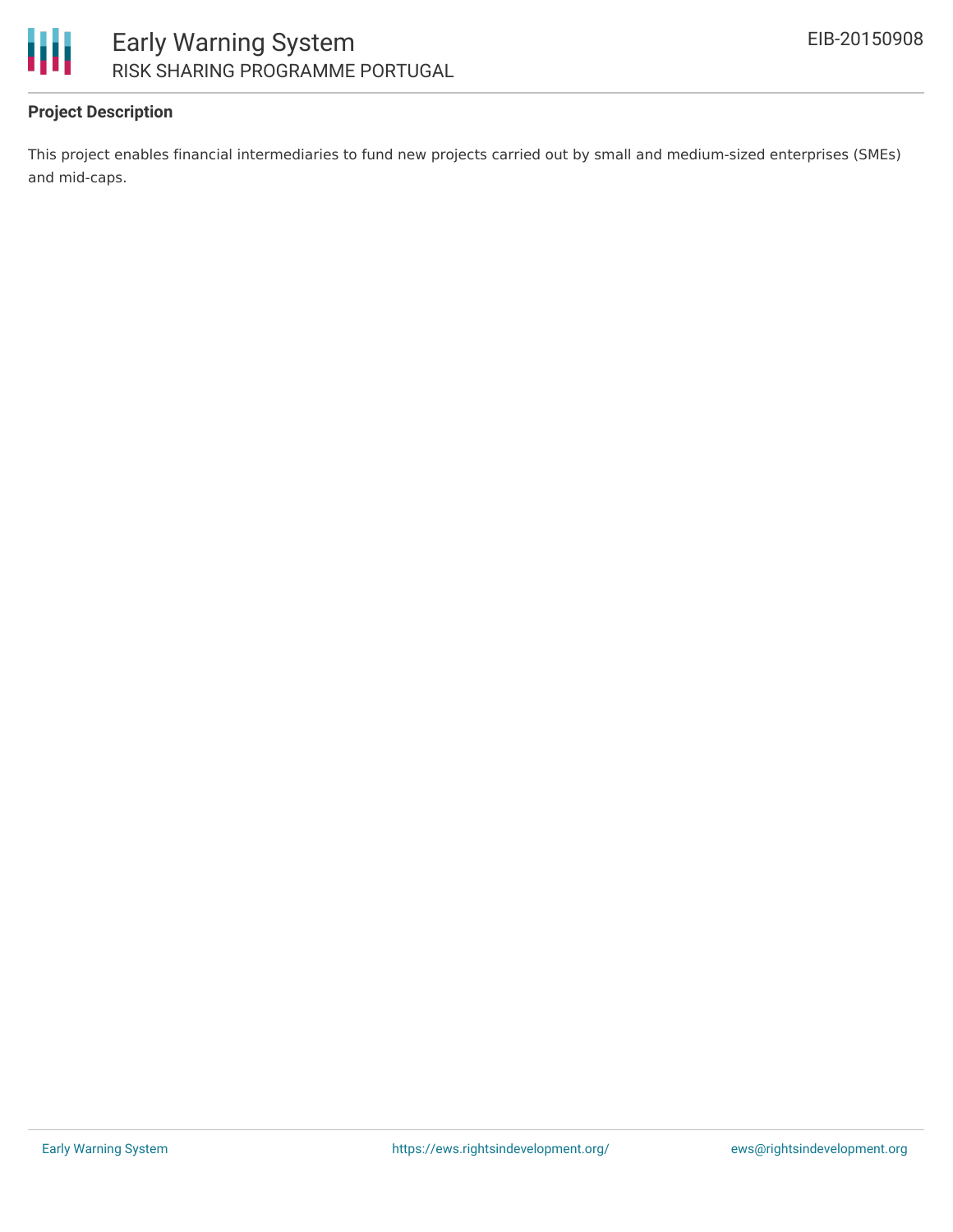### Project Description

This project enables financial intermediaries to fund new projects carried out by small and medium-sized enterprises (SMEs) and mid-caps.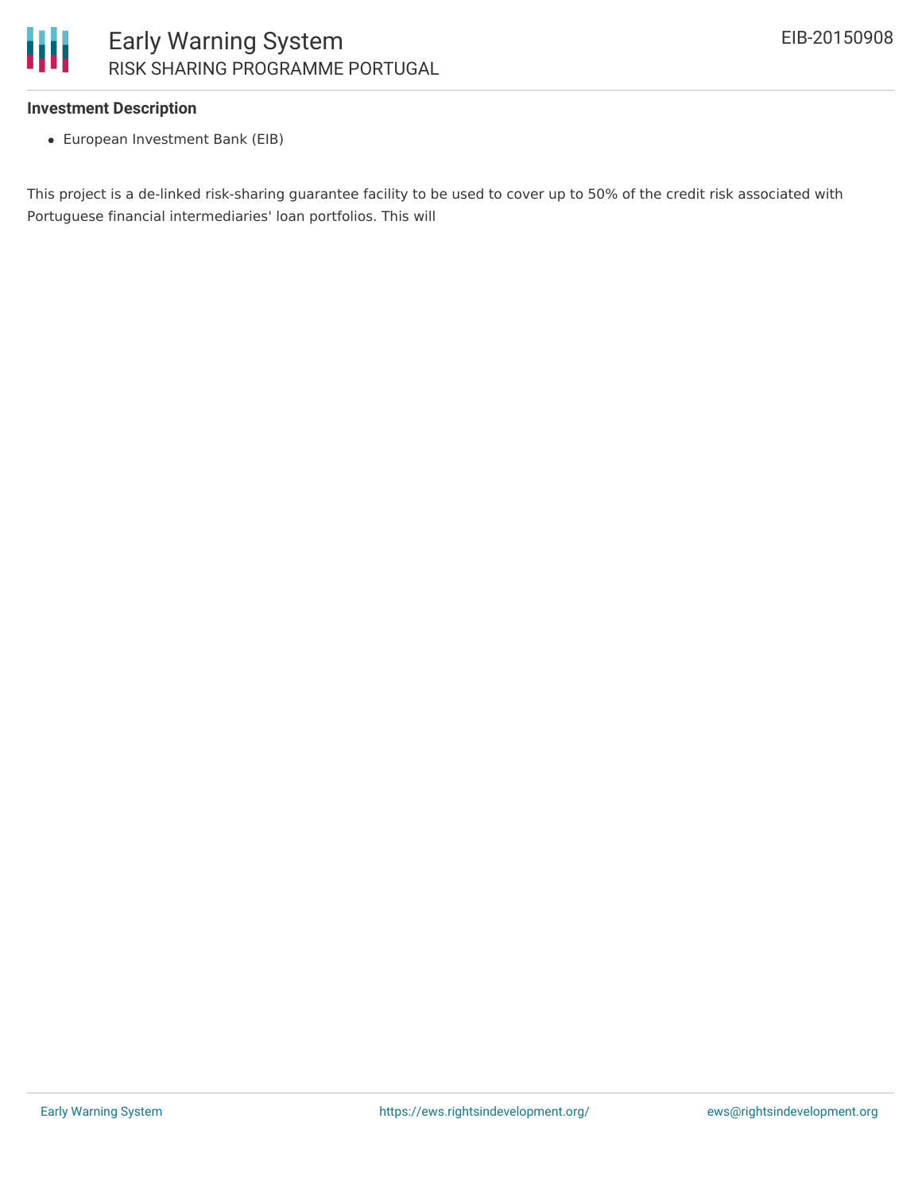**Investment Description**

- European Investment Bank (EIB)

This project is a de-linked risk-sharing guarantee facility to be used to cover up to 50% of the credit risk associated with Portuguese financial intermediaries' loan portfolios. This will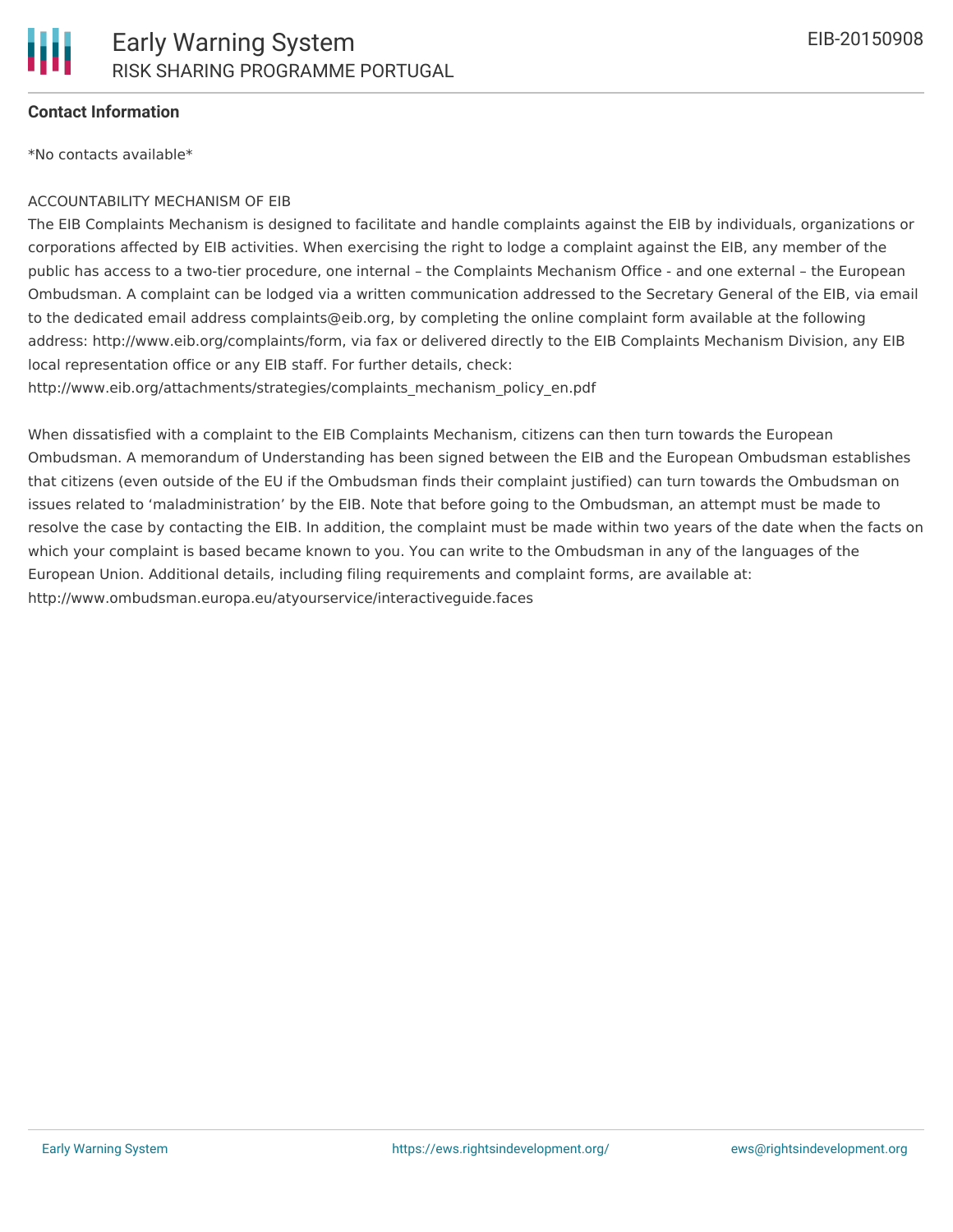**Contact Information**

*No contacts available*

ACCOUNTABILITY MECHANISM OF EIB

The EIB Complaints Mechanism is designed to facilitate and handle complaints against the EIB by individuals, organizations or corporations affected by EIB activities. When exercising the right to lodge a complaint against the EIB, any member of the public has access to a two-tier procedure, one internal – the Complaints Mechanism Office - and one external – the European Ombudsman. A complaint can be lodged via a written communication addressed to the Secretary General of the EIB, via email to the dedicated email address complaints@eib.org, by completing the online complaint form available at the following address: http://www.eib.org/complaints/form, via fax or delivered directly to the EIB Complaints Mechanism Division, any EIB local representation office or any EIB staff. For further details, check: http://www.eib.org/attachments/strategies/complaints_mechanism_policy_en.pdf

When dissatisfied with a complaint to the EIB Complaints Mechanism, citizens can then turn towards the European Ombudsman. A memorandum of Understanding has been signed between the EIB and the European Ombudsman establishes that citizens (even outside of the EU if the Ombudsman finds their complaint justified) can turn towards the Ombudsman on issues related to 'maladministration' by the EIB. Note that before going to the Ombudsman, an attempt must be made to resolve the case by contacting the EIB. In addition, the complaint must be made within two years of the date when the facts on which your complaint is based became known to you. You can write to the Ombudsman in any of the languages of the European Union. Additional details, including filing requirements and complaint forms, are available at: http://www.ombudsman.europa.eu/atyourservice/interactiveguide.faces